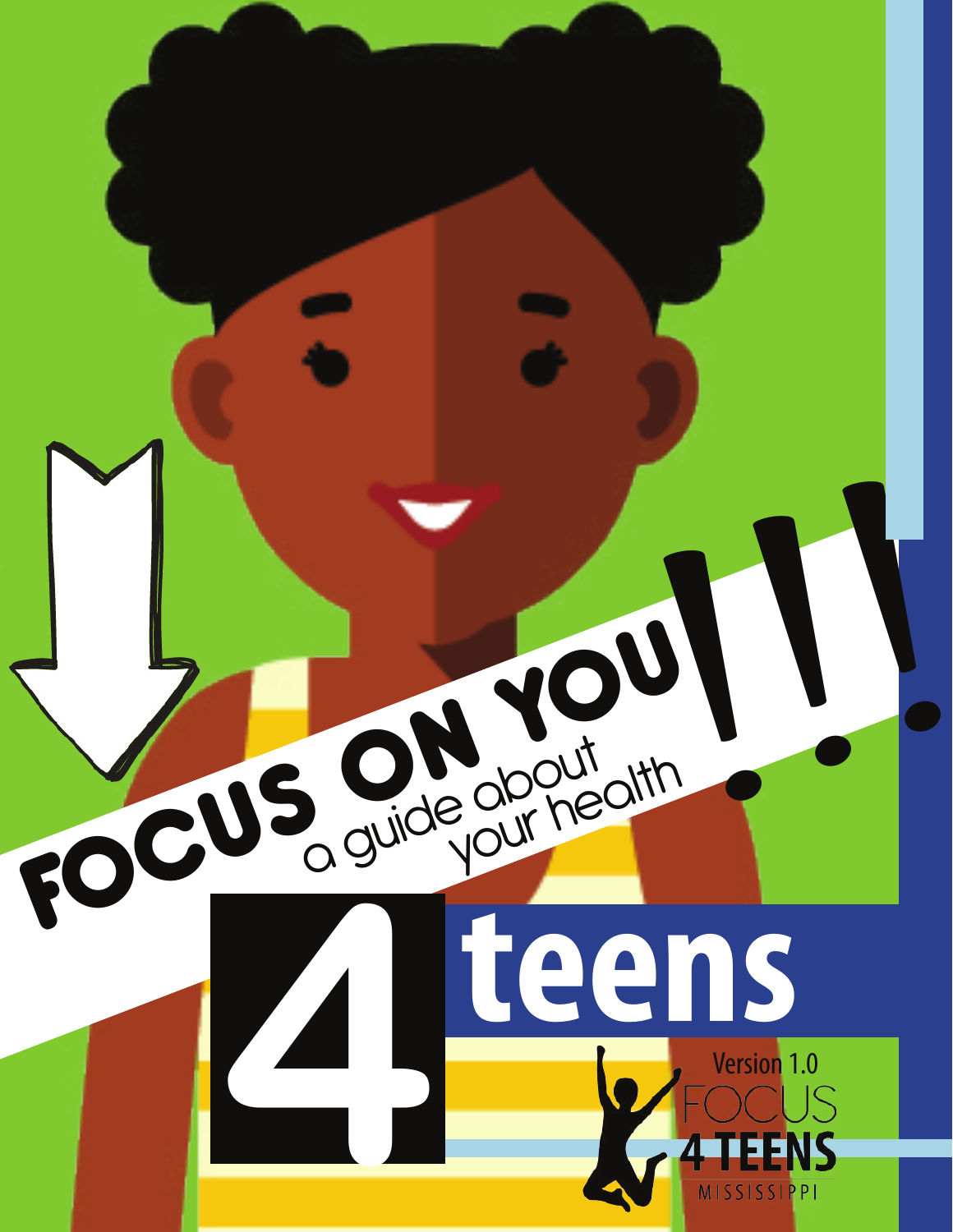# FOCUS ON YOU!!!

a guide about your health

## 4 teens

Version 1.0

FOCUS 4 TEENS MISSISSIPPI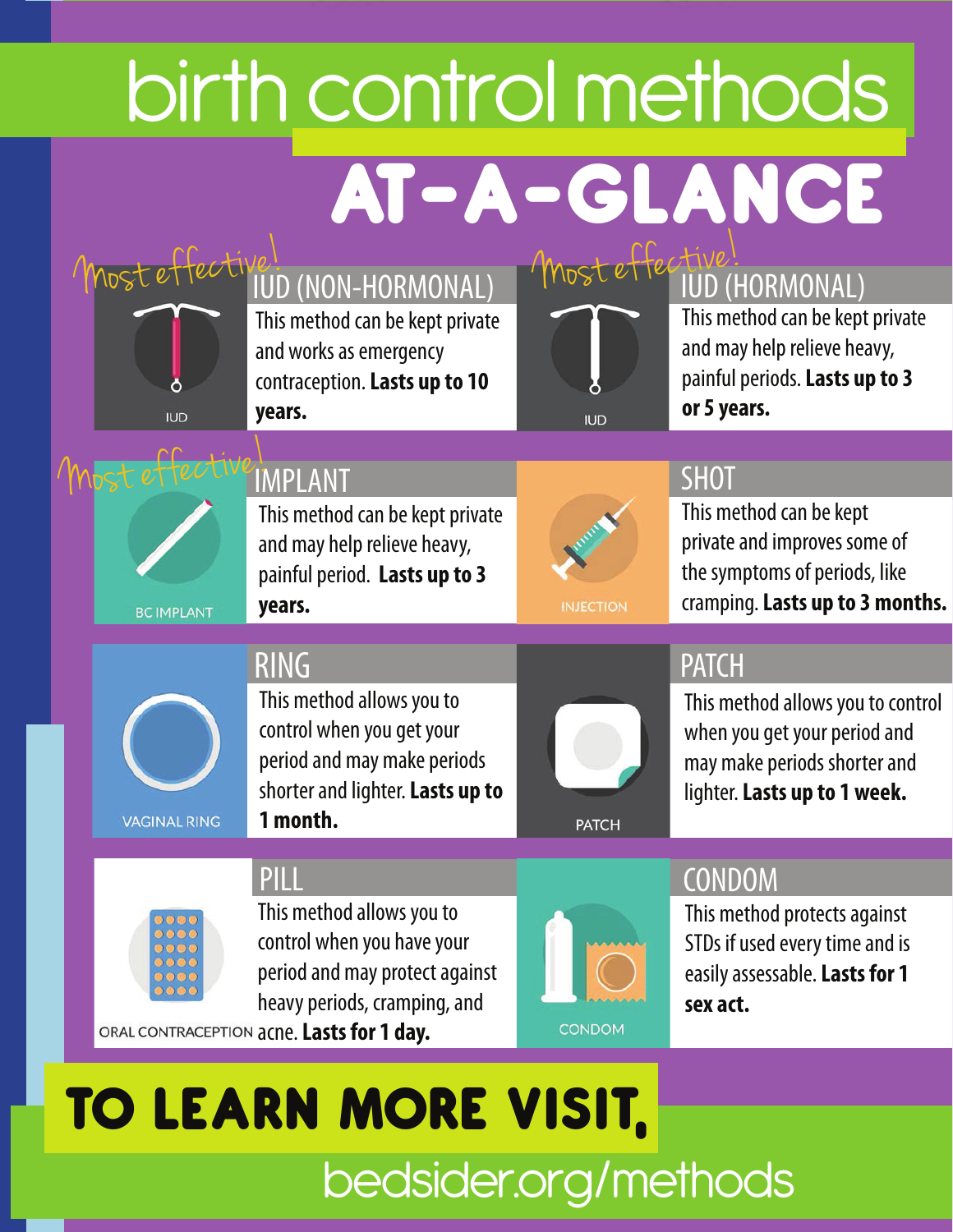# birth control methods AT-A-GLANCE

*Most effective!*

## IUD (NON-HORMONAL)

IUD

This method can be kept private and works as emergency contraception. **Lasts up to 10 years.**

*Most effective!*

## IUD (HORMONAL)

IUD

This method can be kept private and may help relieve heavy, painful periods. **Lasts up to 3 or 5 years.**

*Most effective!*

## IMPLANT

BC IMPLANT

This method can be kept private and may help relieve heavy, painful period. **Lasts up to 3 years.**

## SHOT

INJECTION

This method can be kept private and improves some of the symptoms of periods, like cramping. **Lasts up to 3 months.**

## RING

VAGINAL RING

This method allows you to control when you get your period and may make periods shorter and lighter. **Lasts up to 1 month.**

## PATCH

PATCH

This method allows you to control when you get your period and may make periods shorter and lighter. **Lasts up to 1 week.**

## PILL

ORAL CONTRACEPTION

This method allows you to control when you have your period and may protect against heavy periods, cramping, and acne. **Lasts for 1 day.**

## CONDOM

CONDOM

This method protects against STDs if used every time and is easily assessable. **Lasts for 1 sex act.**

**TO LEARN MORE VISIT,**

bedsider.org/methods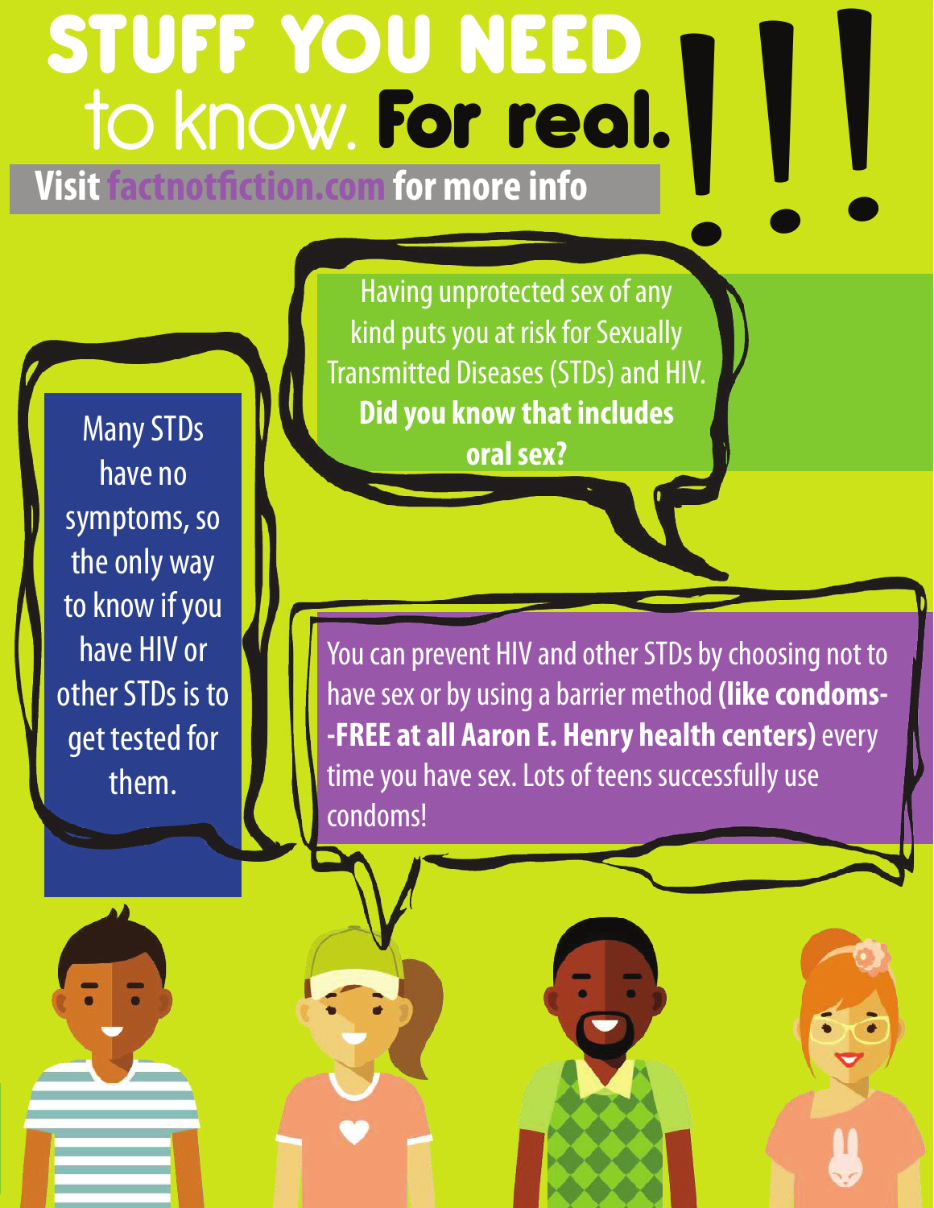# STUFF YOU NEED to know. **For real.** !!!

**Visit factnotfiction.com for more info**

Having unprotected sex of any kind puts you at risk for Sexually Transmitted Diseases (STDs) and HIV. **Did you know that includes oral sex?**

Many STDs have no symptoms, so the only way to know if you have HIV or other STDs is to get tested for them.

You can prevent HIV and other STDs by choosing not to have sex or by using a barrier method **(like condoms--FREE at all Aaron E. Henry health centers)** every time you have sex. Lots of teens successfully use condoms!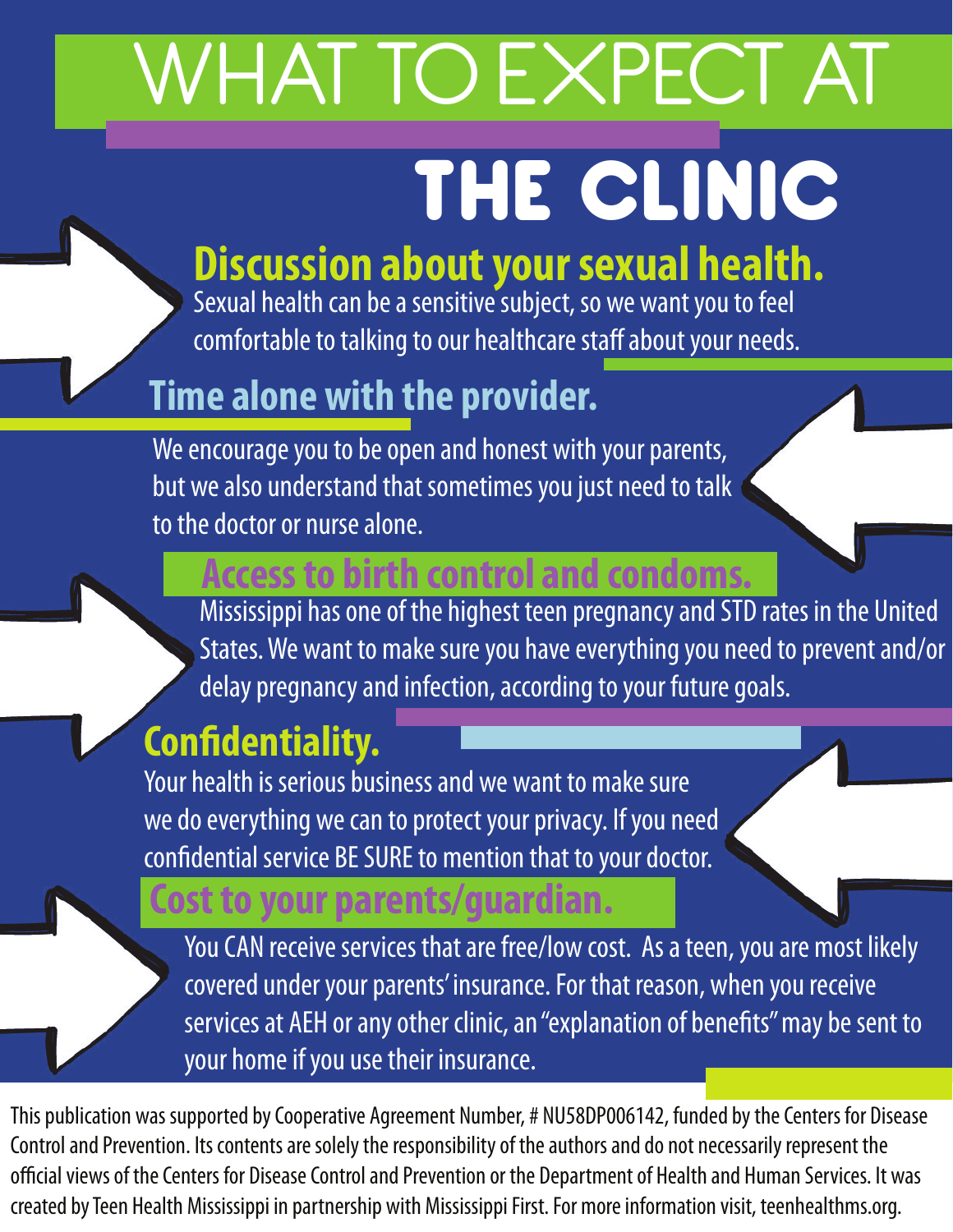# WHAT TO EXPECT AT THE CLINIC

## Discussion about your sexual health.

Sexual health can be a sensitive subject, so we want you to feel comfortable to talking to our healthcare staff about your needs.

## Time alone with the provider.

We encourage you to be open and honest with your parents, but we also understand that sometimes you just need to talk to the doctor or nurse alone.

## Access to birth control and condoms.

Mississippi has one of the highest teen pregnancy and STD rates in the United States. We want to make sure you have everything you need to prevent and/or delay pregnancy and infection, according to your future goals.

## Confidentiality.

Your health is serious business and we want to make sure we do everything we can to protect your privacy. If you need confidential service BE SURE to mention that to your doctor.

## Cost to your parents/guardian.

You CAN receive services that are free/low cost. As a teen, you are most likely covered under your parents' insurance. For that reason, when you receive services at AEH or any other clinic, an "explanation of benefits" may be sent to your home if you use their insurance.

This publication was supported by Cooperative Agreement Number, # NU58DP006142, funded by the Centers for Disease Control and Prevention. Its contents are solely the responsibility of the authors and do not necessarily represent the official views of the Centers for Disease Control and Prevention or the Department of Health and Human Services. It was created by Teen Health Mississippi in partnership with Mississippi First. For more information visit, teenhealthms.org.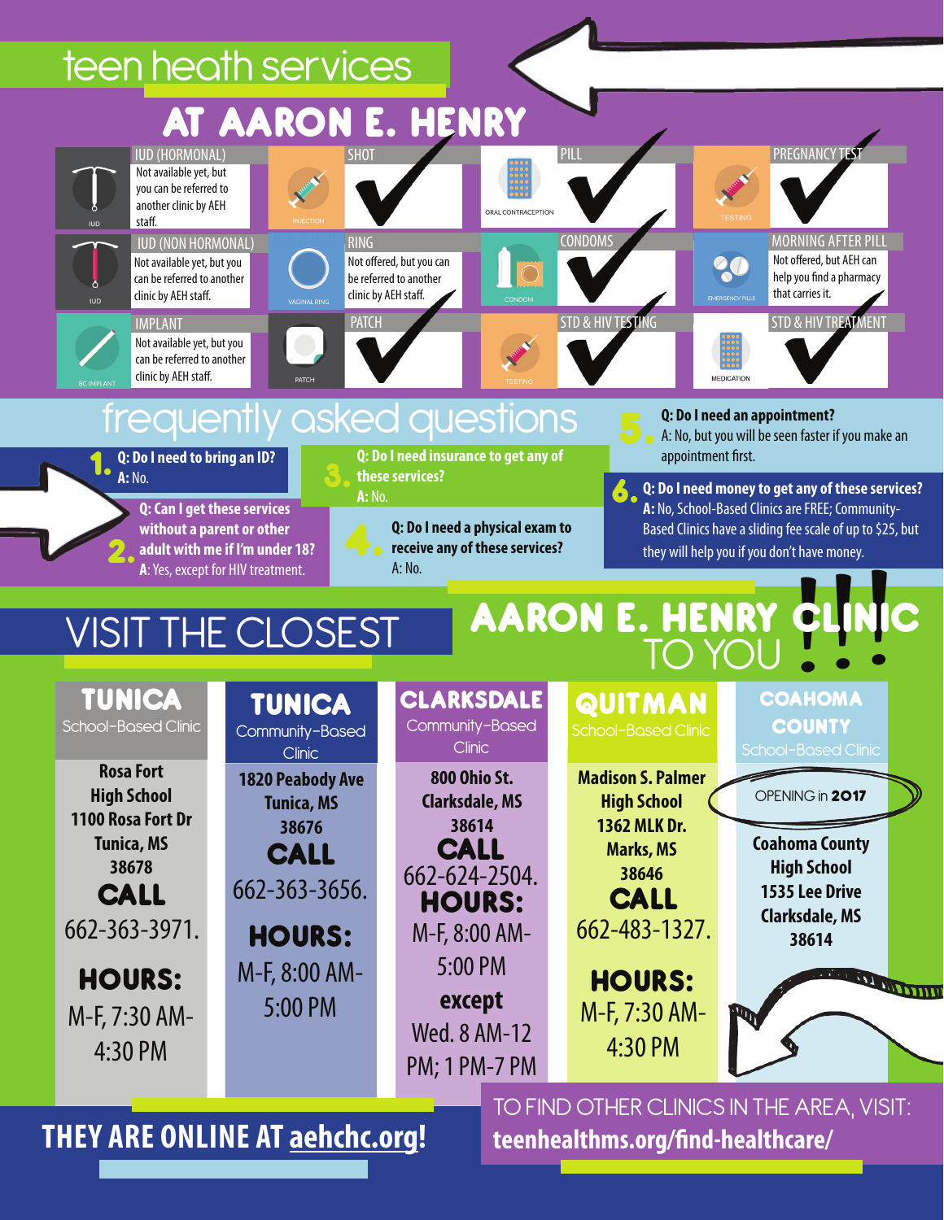# teen heath services

## AT AARON E. HENRY

| Service | Availability |
|---|---|
| IUD (HORMONAL) | Not available yet, but you can be referred to another clinic by AEH staff. |
| SHOT | ✓ |
| PILL | ✓ |
| PREGNANCY TEST | ✓ |
| IUD (NON HORMONAL) | Not available yet, but you can be referred to another clinic by AEH staff. |
| RING | Not offered, but you can be referred to another clinic by AEH staff. |
| CONDOMS | ✓ |
| MORNING AFTER PILL | Not offered, but AEH can help you find a pharmacy that carries it. |
| IMPLANT | Not available yet, but you can be referred to another clinic by AEH staff. |
| PATCH | ✓ |
| STD & HIV TESTING | ✓ |
| STD & HIV TREATMENT | ✓ |

## frequently asked questions

1. **Q: Do I need to bring an ID?**
   **A:** No.
2. **Q: Can I get these services without a parent or other adult with me if I'm under 18?**
   **A**: Yes, except for HIV treatment.
3. **Q: Do I need insurance to get any of these services?**
   **A:** No.
4. **Q: Do I need a physical exam to receive any of these services?**
   A: No.
5. **Q: Do I need an appointment?**
   A: No, but you will be seen faster if you make an appointment first.
6. **Q: Do I need money to get any of these services?**
   **A:** No, School-Based Clinics are FREE; Community-Based Clinics have a sliding fee scale of up to $25, but they will help you if you don't have money.

## VISIT THE CLOSEST AARON E. HENRY CLINIC TO YOU!!!

### TUNICA School-Based Clinic
**Rosa Fort High School**
**1100 Rosa Fort Dr**
**Tunica, MS 38678**
**CALL** 662-363-3971.
**HOURS:** M-F, 7:30 AM-4:30 PM

### TUNICA Community-Based Clinic
**1820 Peabody Ave**
**Tunica, MS 38676**
**CALL** 662-363-3656.
**HOURS:** M-F, 8:00 AM-5:00 PM

### CLARKSDALE Community-Based Clinic
**800 Ohio St.**
**Clarksdale, MS 38614**
**CALL** 662-624-2504.
**HOURS:** M-F, 8:00 AM-5:00 PM **except** Wed. 8 AM-12 PM; 1 PM-7 PM

### QUITMAN School-Based Clinic
**Madison S. Palmer High School**
**1362 MLK Dr.**
**Marks, MS 38646**
**CALL** 662-483-1327.
**HOURS:** M-F, 7:30 AM-4:30 PM

### COAHOMA COUNTY School-Based Clinic
OPENING in **2017**
**Coahoma County High School**
**1535 Lee Drive**
**Clarksdale, MS 38614**

**THEY ARE ONLINE AT aehchc.org!**

TO FIND OTHER CLINICS IN THE AREA, VISIT: **teenhealthms.org/find-healthcare/**